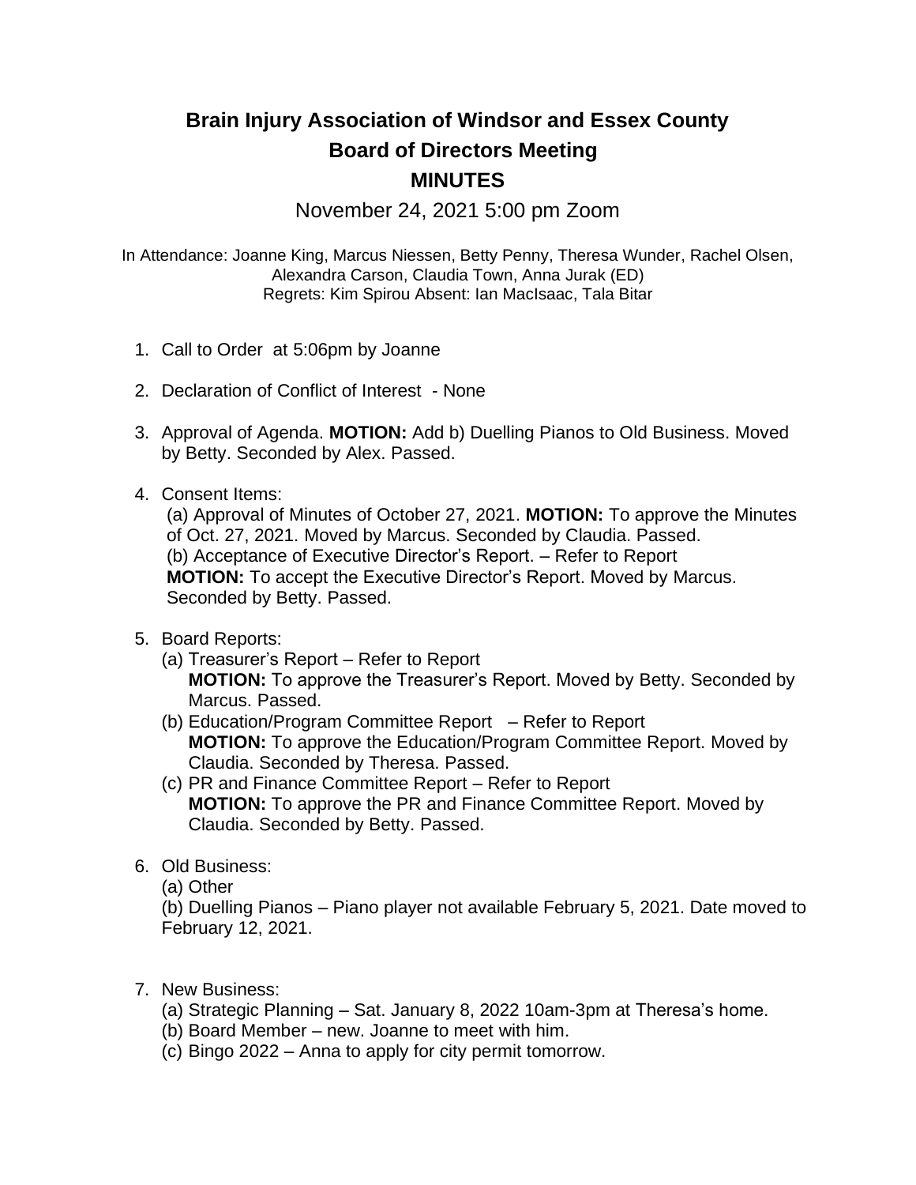# Brain Injury Association of Windsor and Essex County
## Board of Directors Meeting
## MINUTES

November 24, 2021 5:00 pm Zoom

In Attendance: Joanne King, Marcus Niessen, Betty Penny, Theresa Wunder, Rachel Olsen, Alexandra Carson, Claudia Town, Anna Jurak (ED)
Regrets: Kim Spirou Absent: Ian MacIsaac, Tala Bitar

1. Call to Order at 5:06pm by Joanne

2. Declaration of Conflict of Interest - None

3. Approval of Agenda. **MOTION:** Add b) Duelling Pianos to Old Business. Moved by Betty. Seconded by Alex. Passed.

4. Consent Items:
   (a) Approval of Minutes of October 27, 2021. **MOTION:** To approve the Minutes of Oct. 27, 2021. Moved by Marcus. Seconded by Claudia. Passed.
   (b) Acceptance of Executive Director's Report. – Refer to Report
   **MOTION:** To accept the Executive Director's Report. Moved by Marcus. Seconded by Betty. Passed.

5. Board Reports:
   (a) Treasurer's Report – Refer to Report
   **MOTION:** To approve the Treasurer's Report. Moved by Betty. Seconded by Marcus. Passed.
   (b) Education/Program Committee Report – Refer to Report
   **MOTION:** To approve the Education/Program Committee Report. Moved by Claudia. Seconded by Theresa. Passed.
   (c) PR and Finance Committee Report – Refer to Report
   **MOTION:** To approve the PR and Finance Committee Report. Moved by Claudia. Seconded by Betty. Passed.

6. Old Business:
   (a) Other
   (b) Duelling Pianos – Piano player not available February 5, 2021. Date moved to February 12, 2021.

7. New Business:
   (a) Strategic Planning – Sat. January 8, 2022 10am-3pm at Theresa's home.
   (b) Board Member – new. Joanne to meet with him.
   (c) Bingo 2022 – Anna to apply for city permit tomorrow.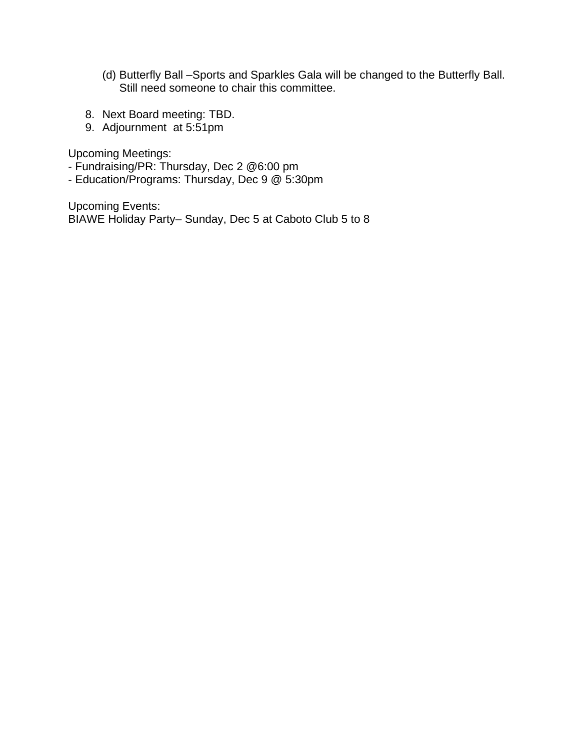(d) Butterfly Ball –Sports and Sparkles Gala will be changed to the Butterfly Ball. Still need someone to chair this committee.

8. Next Board meeting: TBD.
9. Adjournment at 5:51pm

Upcoming Meetings:
- Fundraising/PR: Thursday, Dec 2 @6:00 pm
- Education/Programs: Thursday, Dec 9 @ 5:30pm

Upcoming Events:
BIAWE Holiday Party– Sunday, Dec 5 at Caboto Club 5 to 8